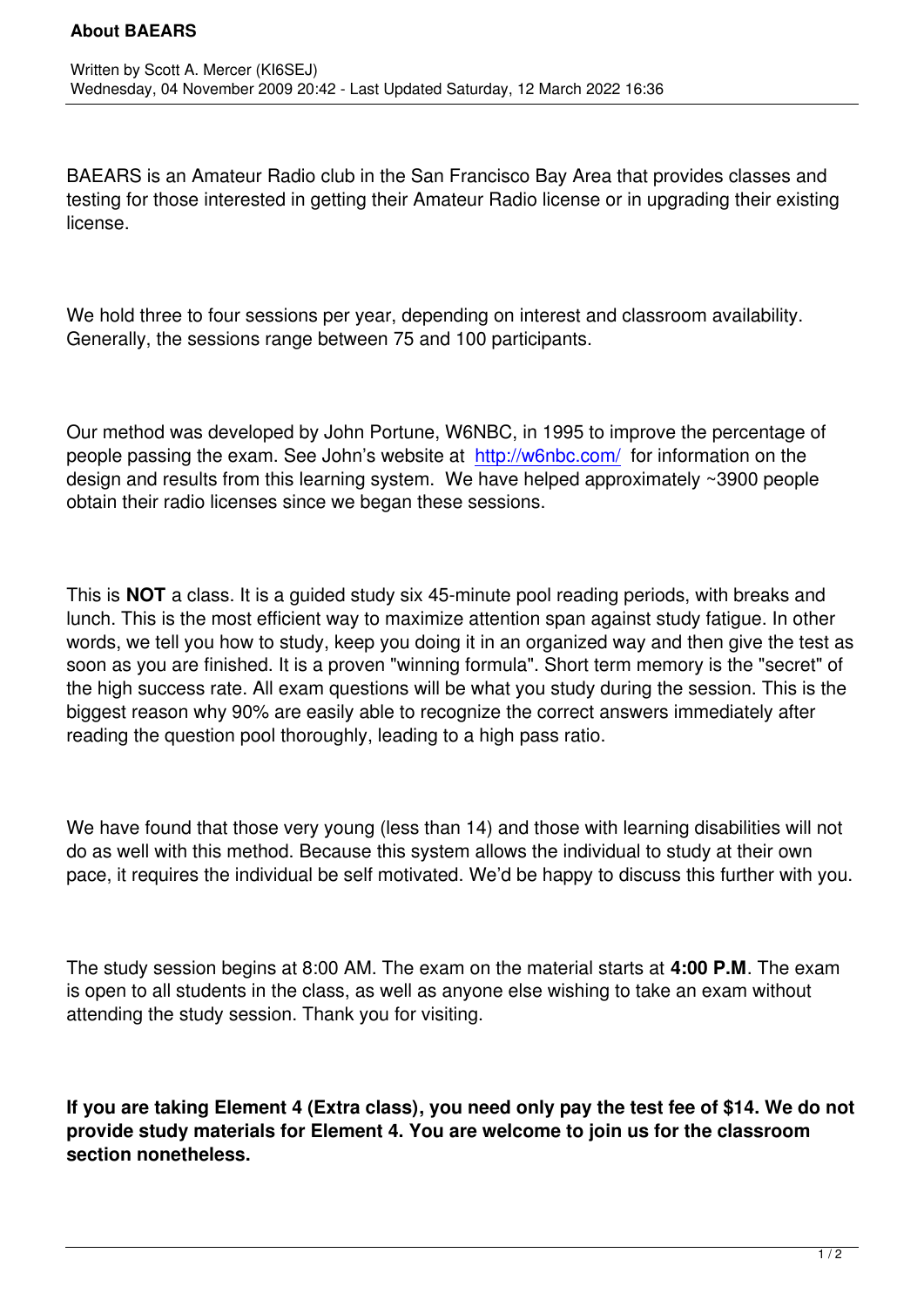# About BAEARS

Written by Scott A. Mercer (KI6SEJ)
Wednesday, 04 November 2009 20:42 - Last Updated Saturday, 12 March 2022 16:36

BAEARS is an Amateur Radio club in the San Francisco Bay Area that provides classes and testing for those interested in getting their Amateur Radio license or in upgrading their existing license.

We hold three to four sessions per year, depending on interest and classroom availability. Generally, the sessions range between 75 and 100 participants.

Our method was developed by John Portune, W6NBC, in 1995 to improve the percentage of people passing the exam. See John's website at [http://w6nbc.com/](http://w6nbc.com/) for information on the design and results from this learning system. We have helped approximately ~3900 people obtain their radio licenses since we began these sessions.

This is **NOT** a class. It is a guided study six 45-minute pool reading periods, with breaks and lunch. This is the most efficient way to maximize attention span against study fatigue. In other words, we tell you how to study, keep you doing it in an organized way and then give the test as soon as you are finished. It is a proven "winning formula". Short term memory is the "secret" of the high success rate. All exam questions will be what you study during the session. This is the biggest reason why 90% are easily able to recognize the correct answers immediately after reading the question pool thoroughly, leading to a high pass ratio.

We have found that those very young (less than 14) and those with learning disabilities will not do as well with this method. Because this system allows the individual to study at their own pace, it requires the individual be self motivated. We'd be happy to discuss this further with you.

The study session begins at 8:00 AM. The exam on the material starts at **4:00 P.M**. The exam is open to all students in the class, as well as anyone else wishing to take an exam without attending the study session. Thank you for visiting.

**If you are taking Element 4 (Extra class), you need only pay the test fee of $14. We do not provide study materials for Element 4. You are welcome to join us for the classroom section nonetheless.**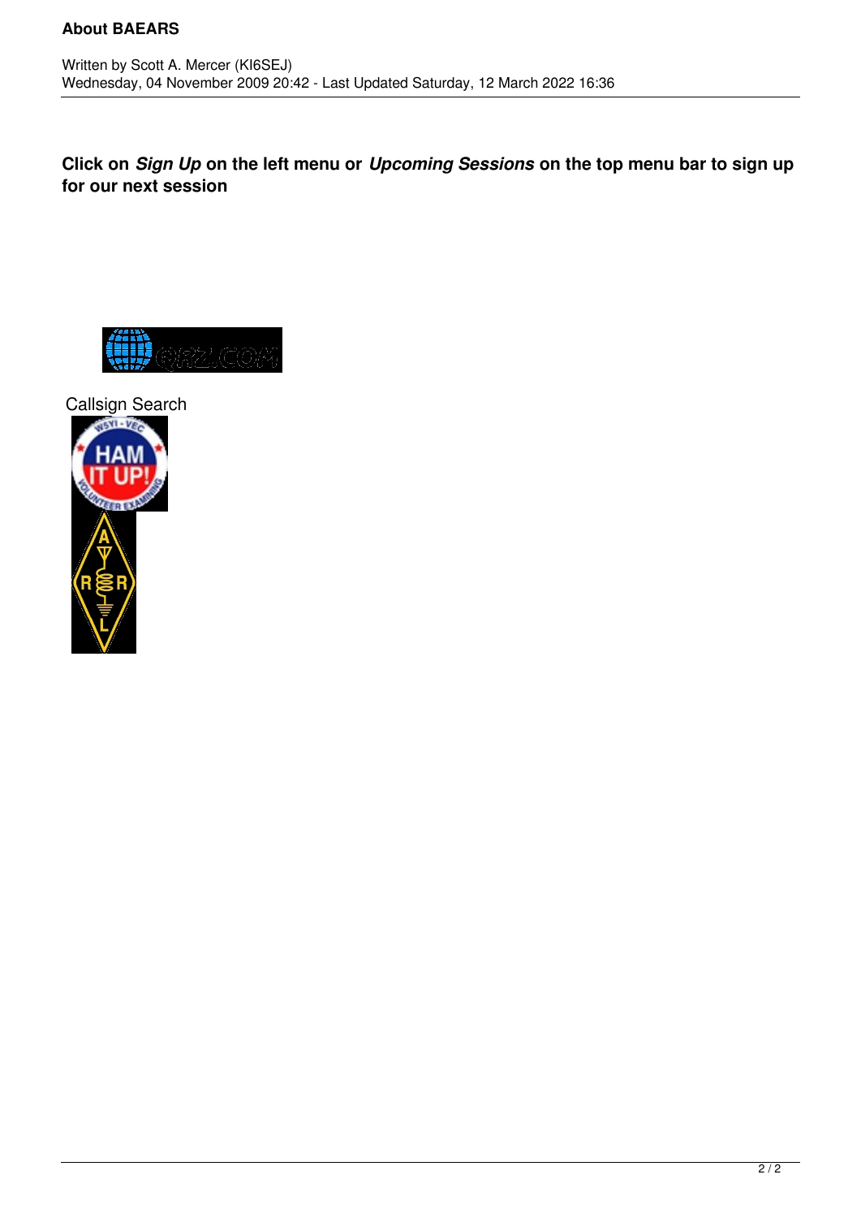**Click on *Sign Up* on the left menu or *Upcoming Sessions* on the top menu bar to sign up for our next session**

Callsign Search